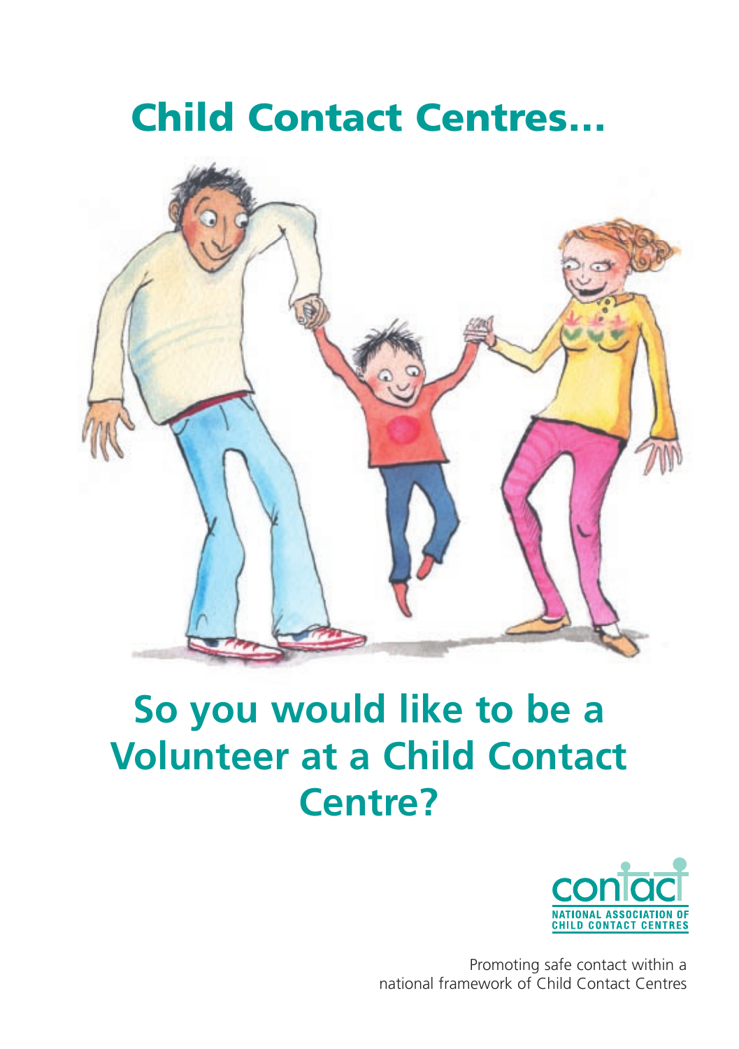# Child Contact Centres...

# So you would like to be a Volunteer at a Child Contact Centre?

contact
NATIONAL ASSOCIATION OF CHILD CONTACT CENTRES

Promoting safe contact within a national framework of Child Contact Centres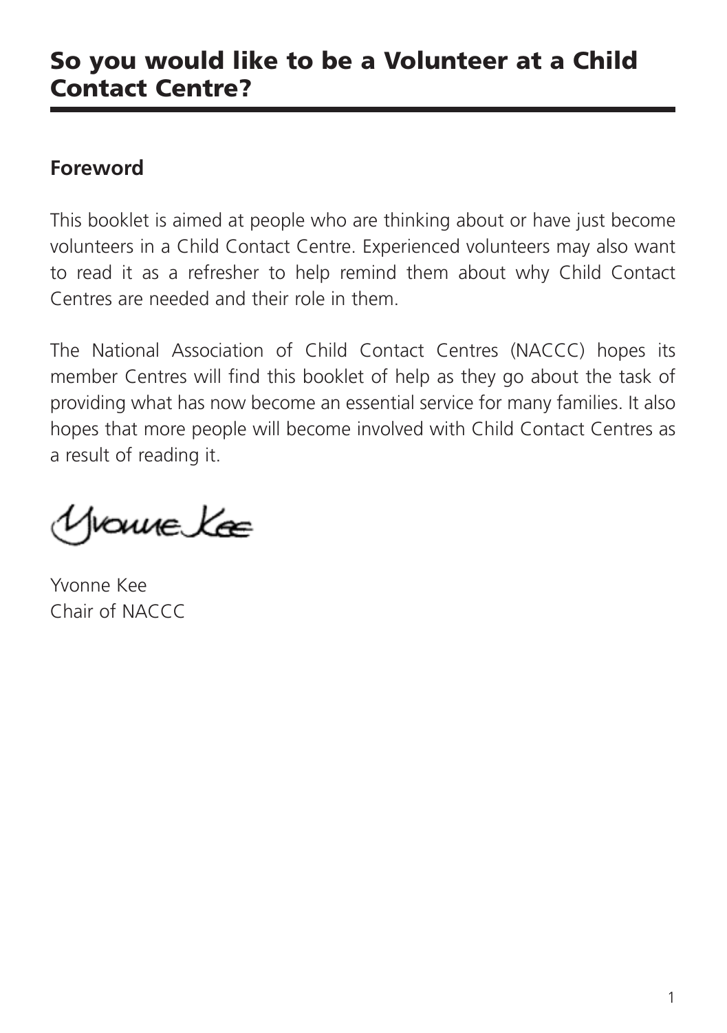# So you would like to be a Volunteer at a Child Contact Centre?

## Foreword

This booklet is aimed at people who are thinking about or have just become volunteers in a Child Contact Centre. Experienced volunteers may also want to read it as a refresher to help remind them about why Child Contact Centres are needed and their role in them.

The National Association of Child Contact Centres (NACCC) hopes its member Centres will find this booklet of help as they go about the task of providing what has now become an essential service for many families. It also hopes that more people will become involved with Child Contact Centres as a result of reading it.

Yvonne Kee

Yvonne Kee
Chair of NACCC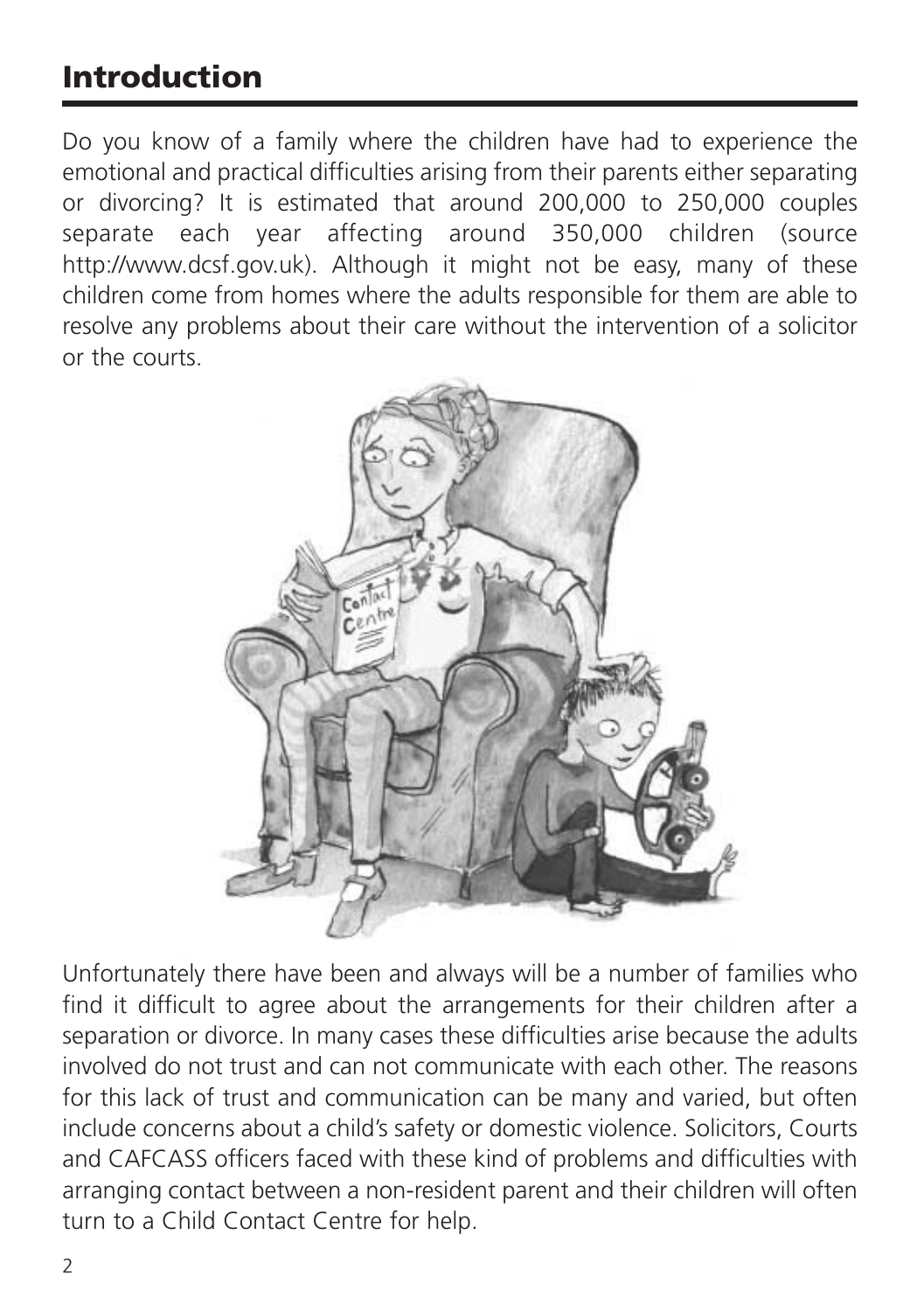## Introduction

Do you know of a family where the children have had to experience the emotional and practical difficulties arising from their parents either separating or divorcing? It is estimated that around 200,000 to 250,000 couples separate each year affecting around 350,000 children (source http://www.dcsf.gov.uk). Although it might not be easy, many of these children come from homes where the adults responsible for them are able to resolve any problems about their care without the intervention of a solicitor or the courts.

Unfortunately there have been and always will be a number of families who find it difficult to agree about the arrangements for their children after a separation or divorce. In many cases these difficulties arise because the adults involved do not trust and can not communicate with each other. The reasons for this lack of trust and communication can be many and varied, but often include concerns about a child's safety or domestic violence. Solicitors, Courts and CAFCASS officers faced with these kind of problems and difficulties with arranging contact between a non-resident parent and their children will often turn to a Child Contact Centre for help.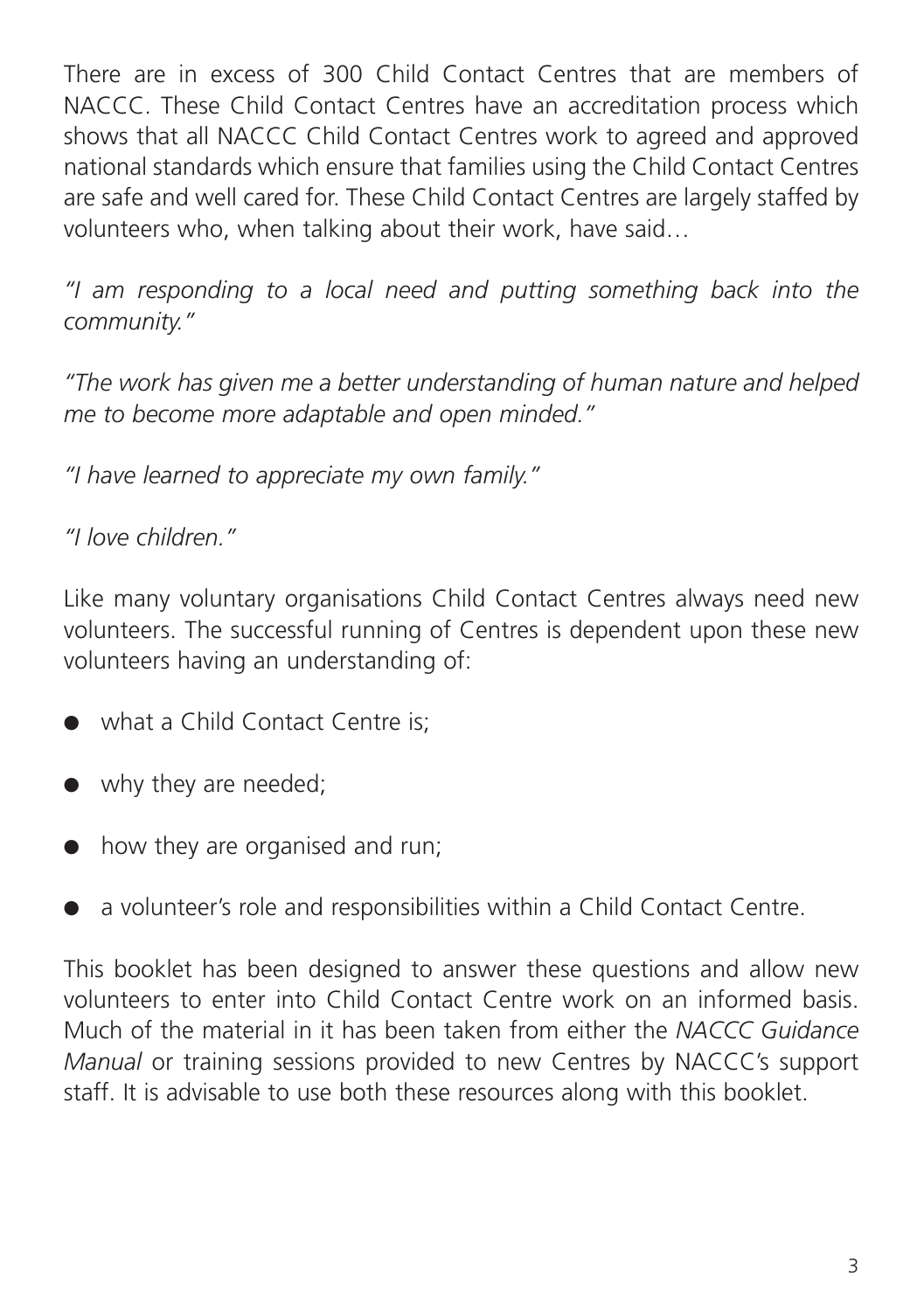There are in excess of 300 Child Contact Centres that are members of NACCC. These Child Contact Centres have an accreditation process which shows that all NACCC Child Contact Centres work to agreed and approved national standards which ensure that families using the Child Contact Centres are safe and well cared for. These Child Contact Centres are largely staffed by volunteers who, when talking about their work, have said…

*"I am responding to a local need and putting something back into the community."*

*"The work has given me a better understanding of human nature and helped me to become more adaptable and open minded."*

*"I have learned to appreciate my own family."*

*"I love children."*

Like many voluntary organisations Child Contact Centres always need new volunteers. The successful running of Centres is dependent upon these new volunteers having an understanding of:

- what a Child Contact Centre is;
- why they are needed;
- how they are organised and run;
- a volunteer's role and responsibilities within a Child Contact Centre.

This booklet has been designed to answer these questions and allow new volunteers to enter into Child Contact Centre work on an informed basis. Much of the material in it has been taken from either the *NACCC Guidance Manual* or training sessions provided to new Centres by NACCC's support staff. It is advisable to use both these resources along with this booklet.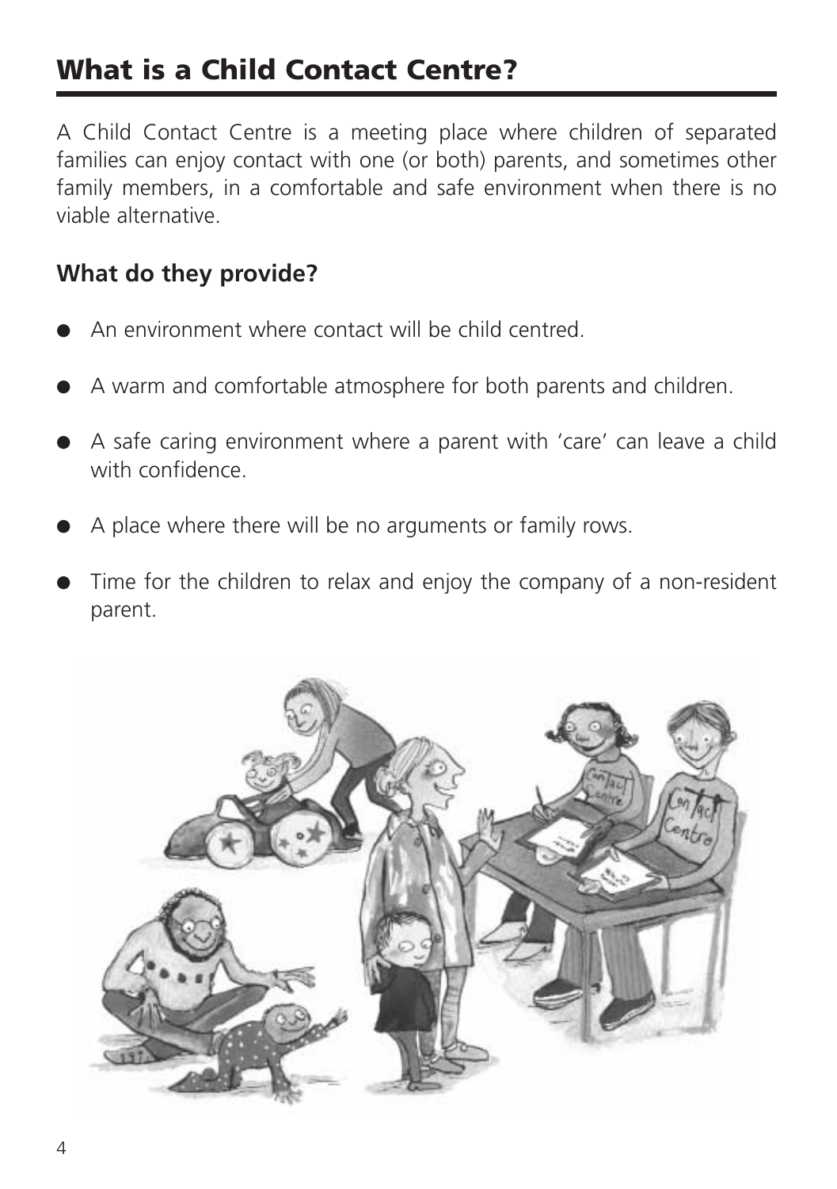# What is a Child Contact Centre?

A Child Contact Centre is a meeting place where children of separated families can enjoy contact with one (or both) parents, and sometimes other family members, in a comfortable and safe environment when there is no viable alternative.

## What do they provide?

- An environment where contact will be child centred.
- A warm and comfortable atmosphere for both parents and children.
- A safe caring environment where a parent with 'care' can leave a child with confidence.
- A place where there will be no arguments or family rows.
- Time for the children to relax and enjoy the company of a non-resident parent.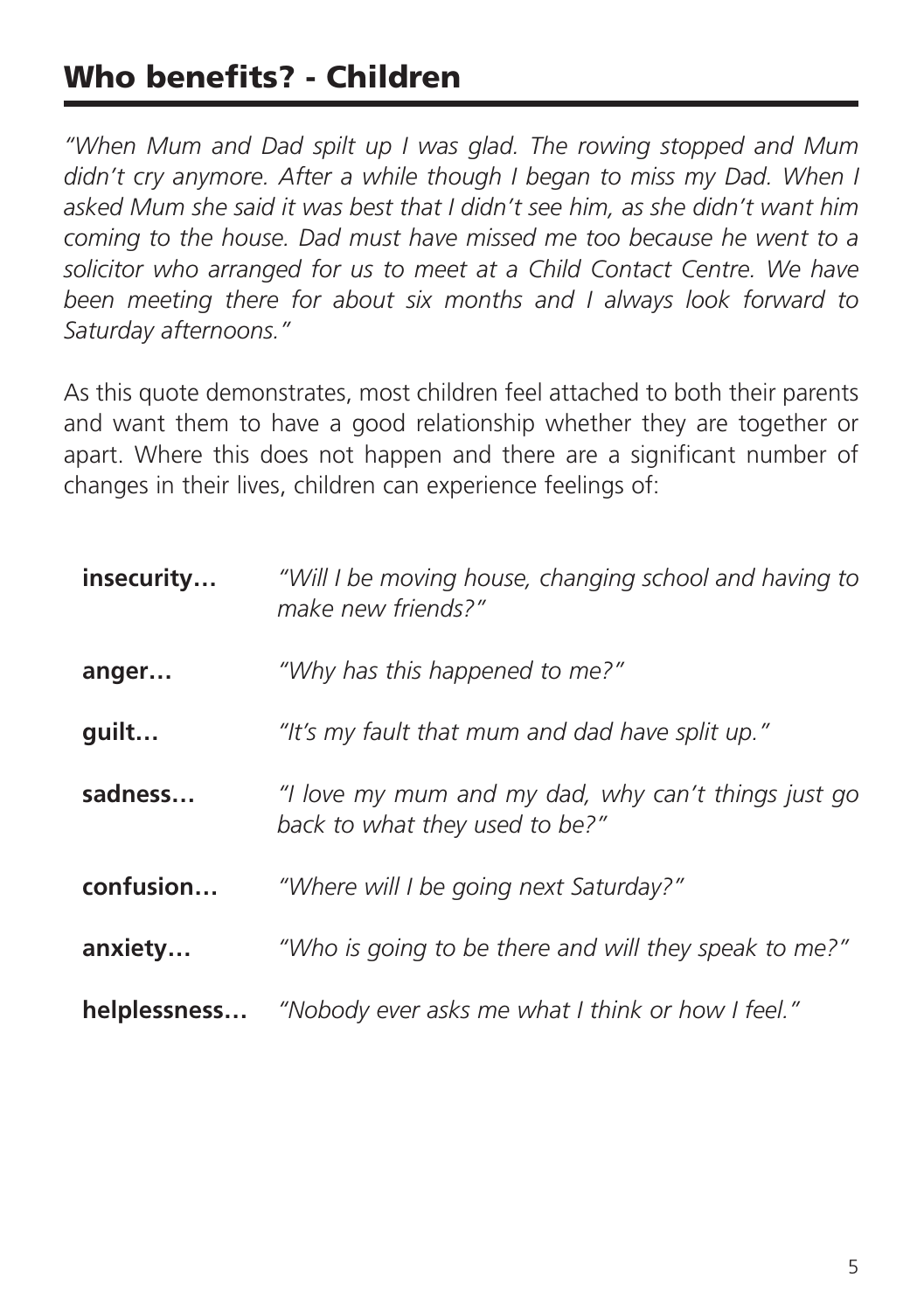## Who benefits? - Children

*"When Mum and Dad spilt up I was glad. The rowing stopped and Mum didn't cry anymore. After a while though I began to miss my Dad. When I asked Mum she said it was best that I didn't see him, as she didn't want him coming to the house. Dad must have missed me too because he went to a solicitor who arranged for us to meet at a Child Contact Centre. We have been meeting there for about six months and I always look forward to Saturday afternoons."*

As this quote demonstrates, most children feel attached to both their parents and want them to have a good relationship whether they are together or apart. Where this does not happen and there are a significant number of changes in their lives, children can experience feelings of:

| | |
|---|---|
| **insecurity…** | *"Will I be moving house, changing school and having to make new friends?"* |
| **anger…** | *"Why has this happened to me?"* |
| **guilt…** | *"It's my fault that mum and dad have split up."* |
| **sadness…** | *"I love my mum and my dad, why can't things just go back to what they used to be?"* |
| **confusion…** | *"Where will I be going next Saturday?"* |
| **anxiety…** | *"Who is going to be there and will they speak to me?"* |
| **helplessness…** | *"Nobody ever asks me what I think or how I feel."* |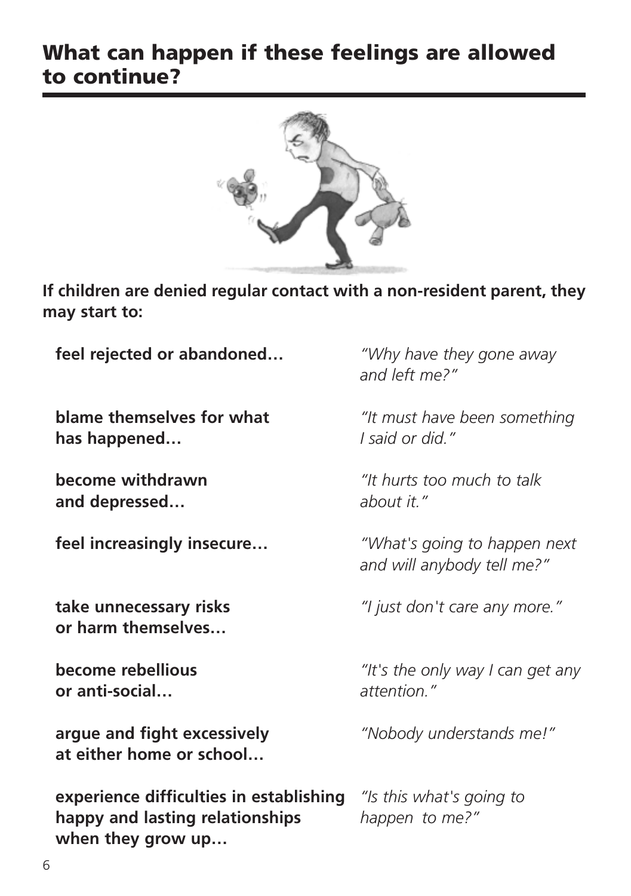## What can happen if these feelings are allowed to continue?

**If children are denied regular contact with a non-resident parent, they may start to:**

| | |
|---|---|
| **feel rejected or abandoned…** | *"Why have they gone away and left me?"* |
| **blame themselves for what has happened…** | *"It must have been something I said or did."* |
| **become withdrawn and depressed…** | *"It hurts too much to talk about it."* |
| **feel increasingly insecure…** | *"What's going to happen next and will anybody tell me?"* |
| **take unnecessary risks or harm themselves…** | *"I just don't care any more."* |
| **become rebellious or anti-social…** | *"It's the only way I can get any attention."* |
| **argue and fight excessively at either home or school…** | *"Nobody understands me!"* |
| **experience difficulties in establishing happy and lasting relationships when they grow up…** | *"Is this what's going to happen to me?"* |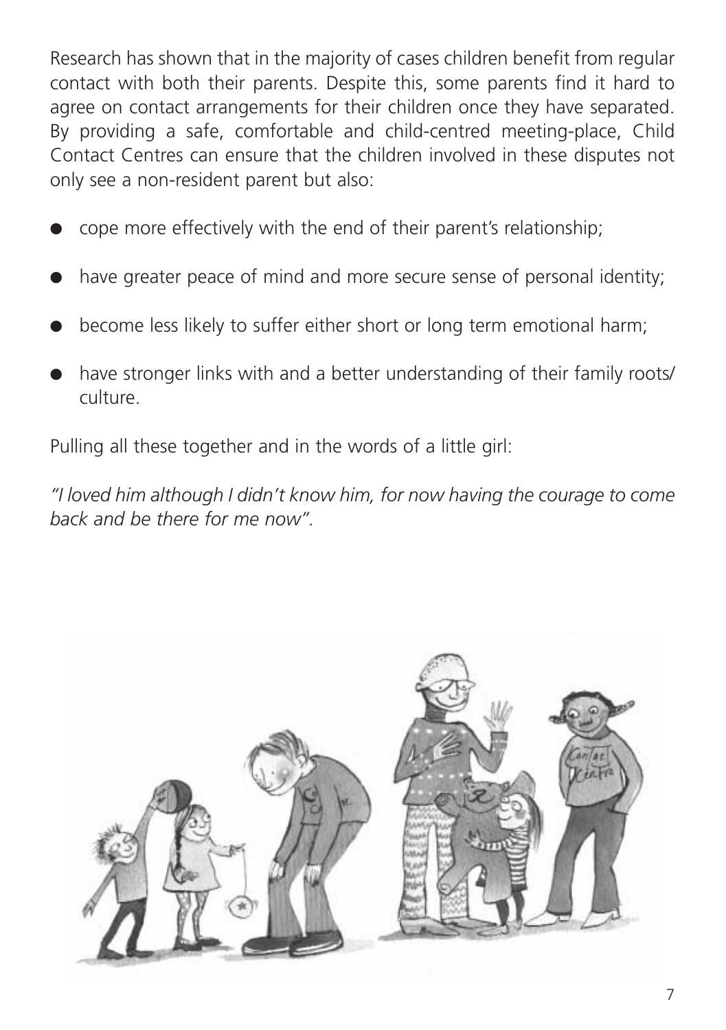Research has shown that in the majority of cases children benefit from regular contact with both their parents. Despite this, some parents find it hard to agree on contact arrangements for their children once they have separated. By providing a safe, comfortable and child-centred meeting-place, Child Contact Centres can ensure that the children involved in these disputes not only see a non-resident parent but also:

- cope more effectively with the end of their parent's relationship;
- have greater peace of mind and more secure sense of personal identity;
- become less likely to suffer either short or long term emotional harm;
- have stronger links with and a better understanding of their family roots/ culture.

Pulling all these together and in the words of a little girl:

*"I loved him although I didn't know him, for now having the courage to come back and be there for me now".*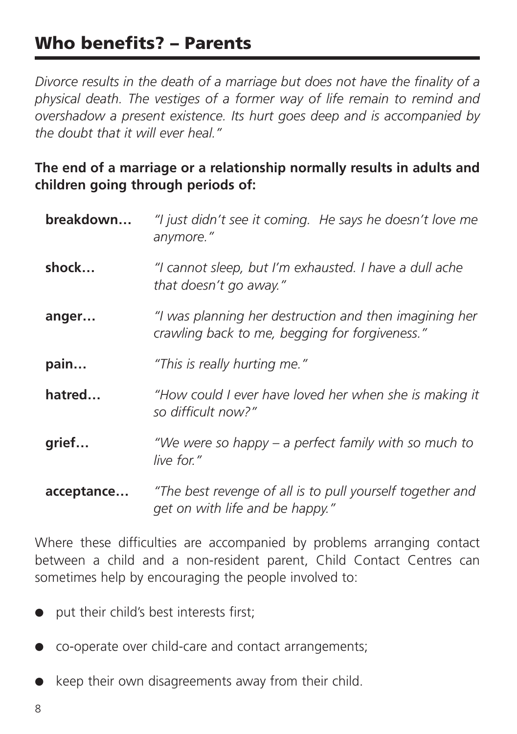## Who benefits? – Parents

*Divorce results in the death of a marriage but does not have the finality of a physical death. The vestiges of a former way of life remain to remind and overshadow a present existence. Its hurt goes deep and is accompanied by the doubt that it will ever heal."*

**The end of a marriage or a relationship normally results in adults and children going through periods of:**

**breakdown…** *"I just didn't see it coming. He says he doesn't love me anymore."*

**shock…** *"I cannot sleep, but I'm exhausted. I have a dull ache that doesn't go away."*

**anger…** *"I was planning her destruction and then imagining her crawling back to me, begging for forgiveness."*

**pain…** *"This is really hurting me."*

**hatred…** *"How could I ever have loved her when she is making it so difficult now?"*

**grief…** *"We were so happy – a perfect family with so much to live for."*

**acceptance…** *"The best revenge of all is to pull yourself together and get on with life and be happy."*

Where these difficulties are accompanied by problems arranging contact between a child and a non-resident parent, Child Contact Centres can sometimes help by encouraging the people involved to:

- put their child's best interests first;
- co-operate over child-care and contact arrangements;
- keep their own disagreements away from their child.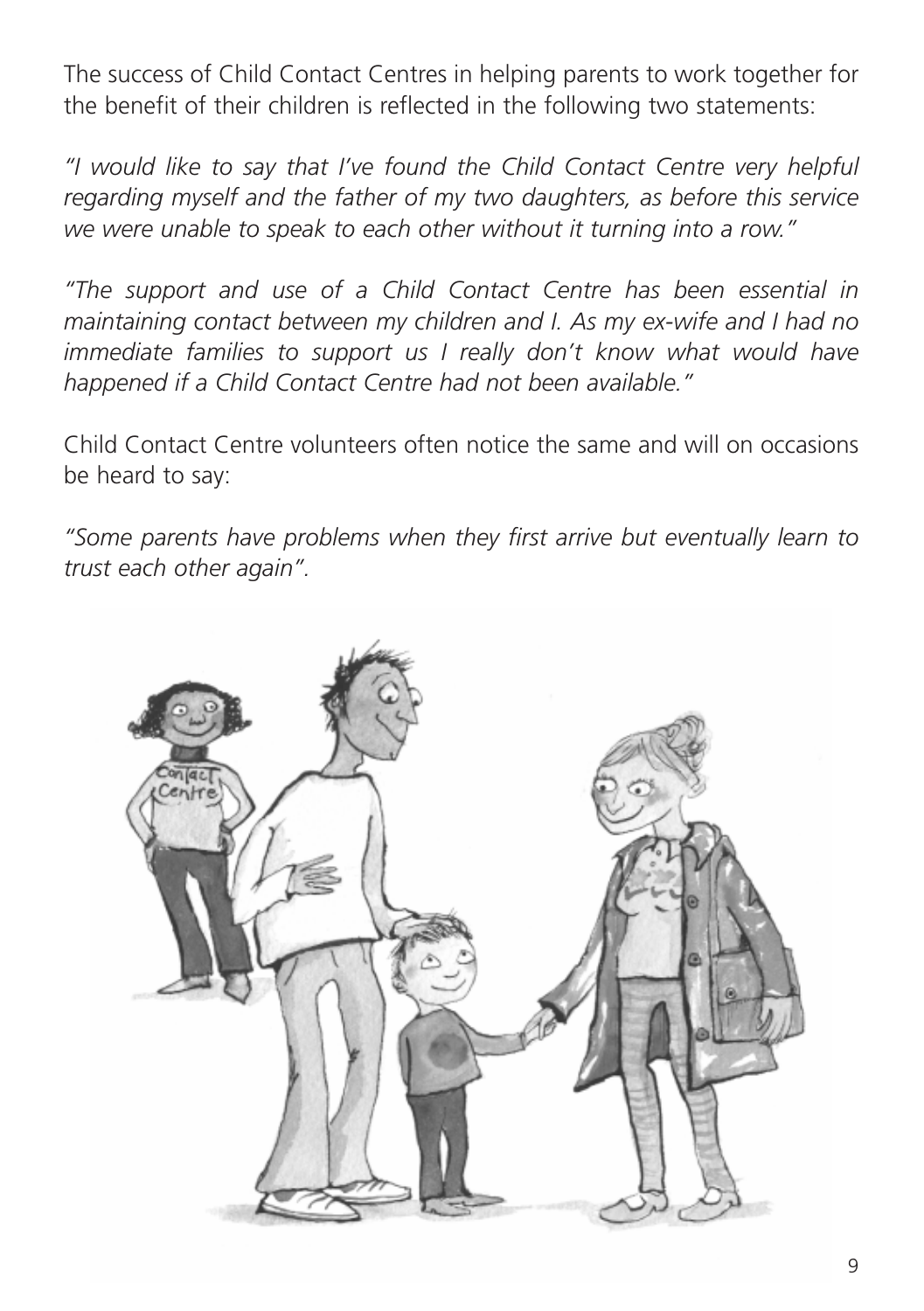The success of Child Contact Centres in helping parents to work together for the benefit of their children is reflected in the following two statements:

*"I would like to say that I've found the Child Contact Centre very helpful regarding myself and the father of my two daughters, as before this service we were unable to speak to each other without it turning into a row."*

*"The support and use of a Child Contact Centre has been essential in maintaining contact between my children and I. As my ex-wife and I had no immediate families to support us I really don't know what would have happened if a Child Contact Centre had not been available."*

Child Contact Centre volunteers often notice the same and will on occasions be heard to say:

*"Some parents have problems when they first arrive but eventually learn to trust each other again".*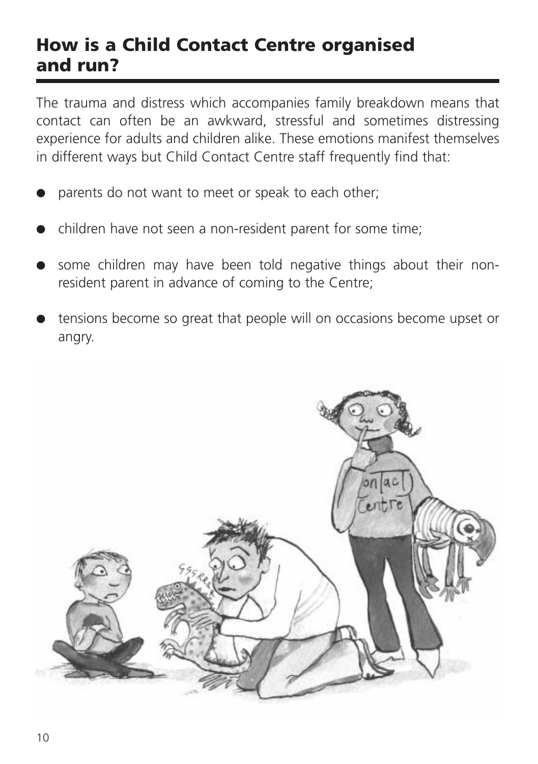## How is a Child Contact Centre organised and run?

The trauma and distress which accompanies family breakdown means that contact can often be an awkward, stressful and sometimes distressing experience for adults and children alike. These emotions manifest themselves in different ways but Child Contact Centre staff frequently find that:

- parents do not want to meet or speak to each other;
- children have not seen a non-resident parent for some time;
- some children may have been told negative things about their non-resident parent in advance of coming to the Centre;
- tensions become so great that people will on occasions become upset or angry.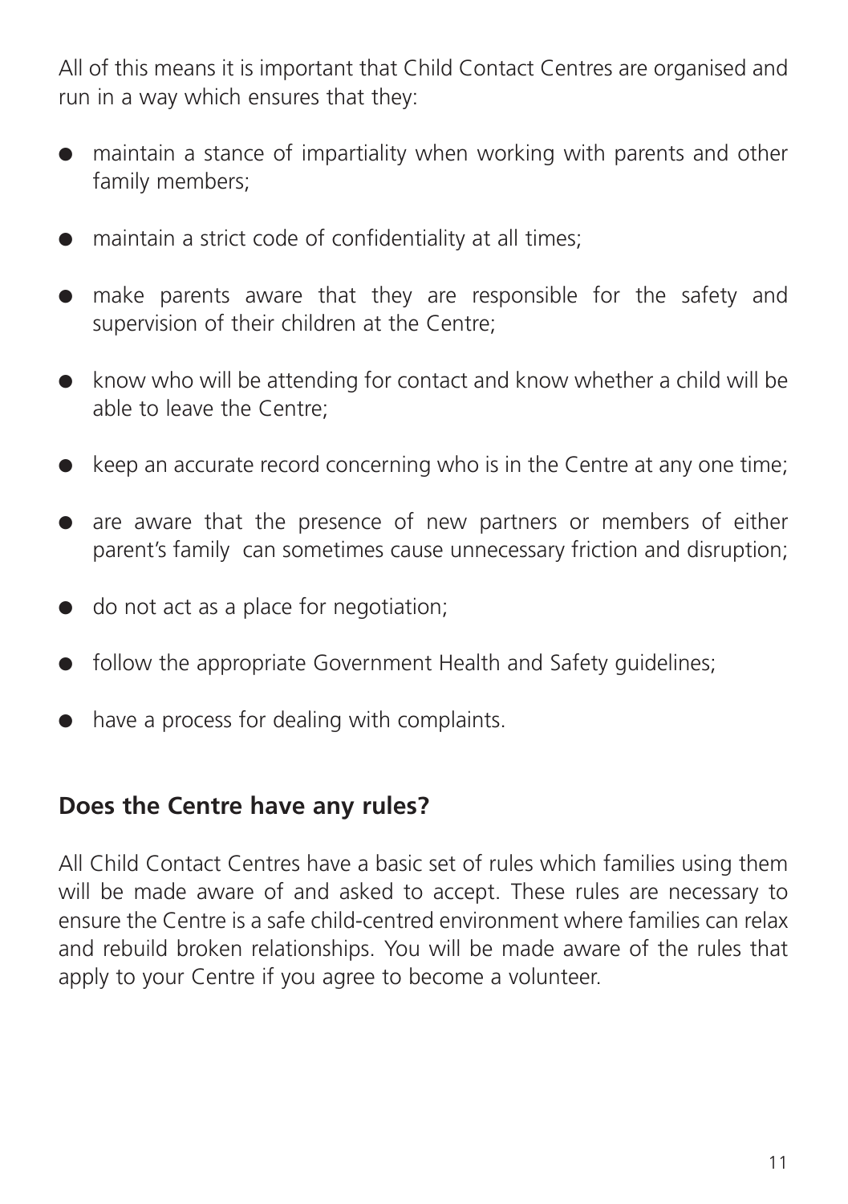All of this means it is important that Child Contact Centres are organised and run in a way which ensures that they:

- maintain a stance of impartiality when working with parents and other family members;
- maintain a strict code of confidentiality at all times;
- make parents aware that they are responsible for the safety and supervision of their children at the Centre;
- know who will be attending for contact and know whether a child will be able to leave the Centre;
- keep an accurate record concerning who is in the Centre at any one time;
- are aware that the presence of new partners or members of either parent's family can sometimes cause unnecessary friction and disruption;
- do not act as a place for negotiation;
- follow the appropriate Government Health and Safety guidelines;
- have a process for dealing with complaints.

## Does the Centre have any rules?

All Child Contact Centres have a basic set of rules which families using them will be made aware of and asked to accept. These rules are necessary to ensure the Centre is a safe child-centred environment where families can relax and rebuild broken relationships. You will be made aware of the rules that apply to your Centre if you agree to become a volunteer.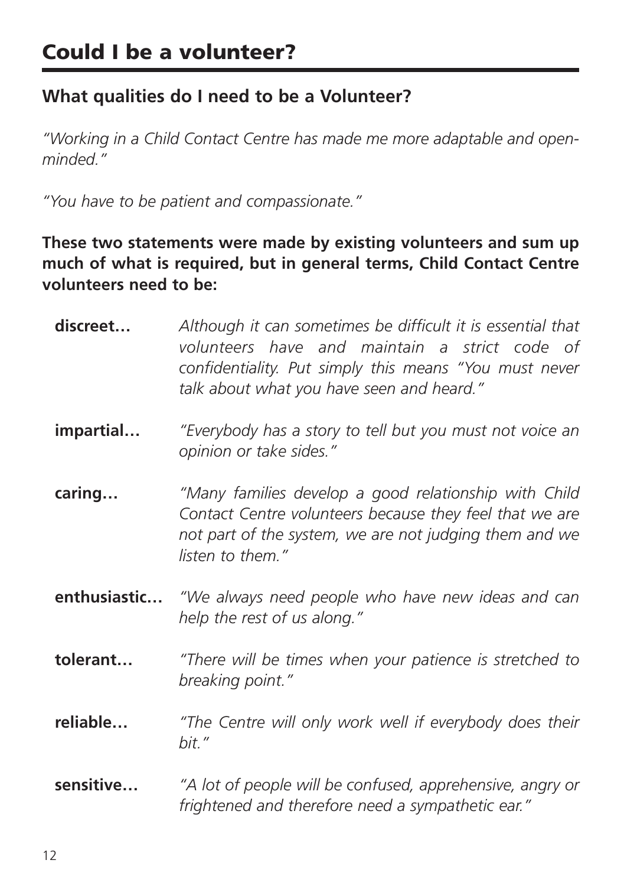# Could I be a volunteer?

## What qualities do I need to be a Volunteer?

*"Working in a Child Contact Centre has made me more adaptable and open-minded."*

*"You have to be patient and compassionate."*

**These two statements were made by existing volunteers and sum up much of what is required, but in general terms, Child Contact Centre volunteers need to be:**

**discreet…** *Although it can sometimes be difficult it is essential that volunteers have and maintain a strict code of confidentiality. Put simply this means "You must never talk about what you have seen and heard."*

**impartial…** *"Everybody has a story to tell but you must not voice an opinion or take sides."*

**caring…** *"Many families develop a good relationship with Child Contact Centre volunteers because they feel that we are not part of the system, we are not judging them and we listen to them."*

**enthusiastic…** *"We always need people who have new ideas and can help the rest of us along."*

**tolerant…** *"There will be times when your patience is stretched to breaking point."*

**reliable…** *"The Centre will only work well if everybody does their bit."*

**sensitive…** *"A lot of people will be confused, apprehensive, angry or frightened and therefore need a sympathetic ear."*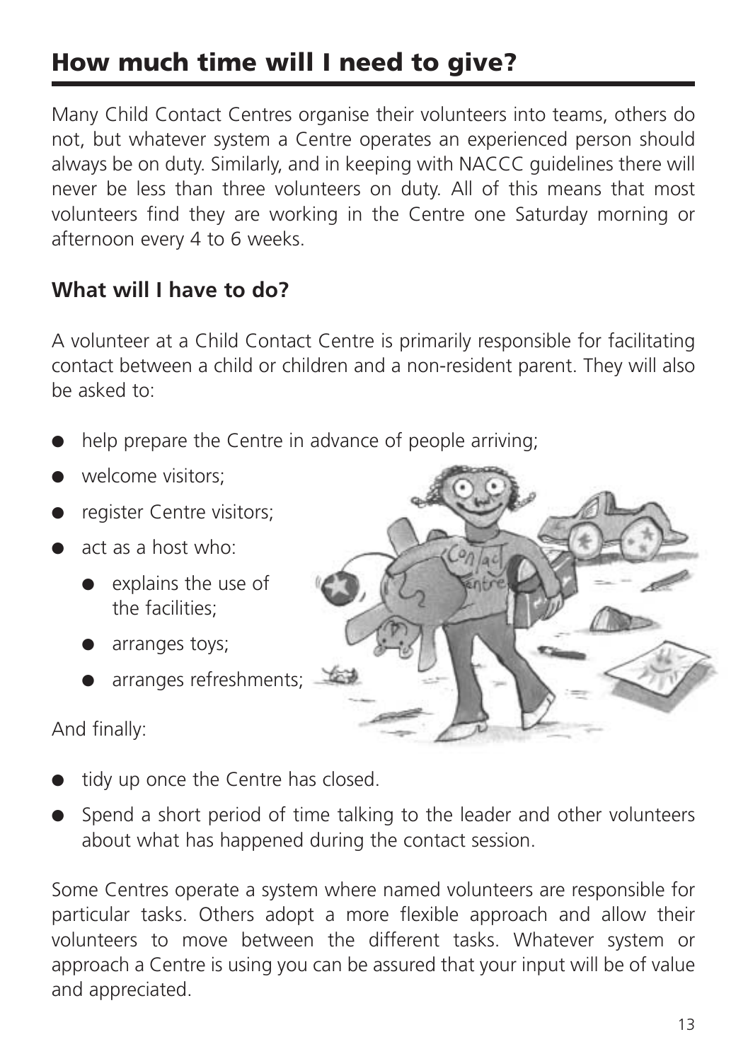## How much time will I need to give?

Many Child Contact Centres organise their volunteers into teams, others do not, but whatever system a Centre operates an experienced person should always be on duty. Similarly, and in keeping with NACCC guidelines there will never be less than three volunteers on duty. All of this means that most volunteers find they are working in the Centre one Saturday morning or afternoon every 4 to 6 weeks.

### What will I have to do?

A volunteer at a Child Contact Centre is primarily responsible for facilitating contact between a child or children and a non-resident parent. They will also be asked to:

- help prepare the Centre in advance of people arriving;
- welcome visitors;
- register Centre visitors;
- act as a host who:
  - explains the use of the facilities;
  - arranges toys;
  - arranges refreshments;

And finally:

- tidy up once the Centre has closed.
- Spend a short period of time talking to the leader and other volunteers about what has happened during the contact session.

Some Centres operate a system where named volunteers are responsible for particular tasks. Others adopt a more flexible approach and allow their volunteers to move between the different tasks. Whatever system or approach a Centre is using you can be assured that your input will be of value and appreciated.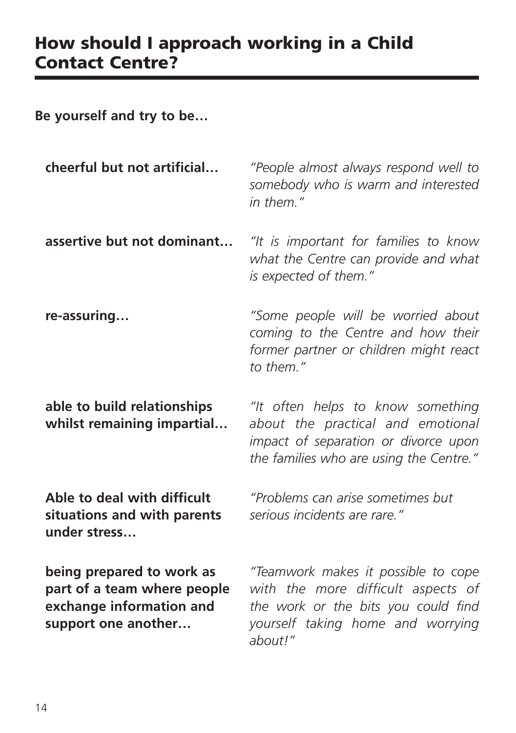## How should I approach working in a Child Contact Centre?

**Be yourself and try to be…**

| | |
|---|---|
| **cheerful but not artificial…** | *"People almost always respond well to somebody who is warm and interested in them."* |
| **assertive but not dominant…** | *"It is important for families to know what the Centre can provide and what is expected of them."* |
| **re-assuring…** | *"Some people will be worried about coming to the Centre and how their former partner or children might react to them."* |
| **able to build relationships whilst remaining impartial…** | *"It often helps to know something about the practical and emotional impact of separation or divorce upon the families who are using the Centre."* |
| **Able to deal with difficult situations and with parents under stress…** | *"Problems can arise sometimes but serious incidents are rare."* |
| **being prepared to work as part of a team where people exchange information and support one another…** | *"Teamwork makes it possible to cope with the more difficult aspects of the work or the bits you could find yourself taking home and worrying about!"* |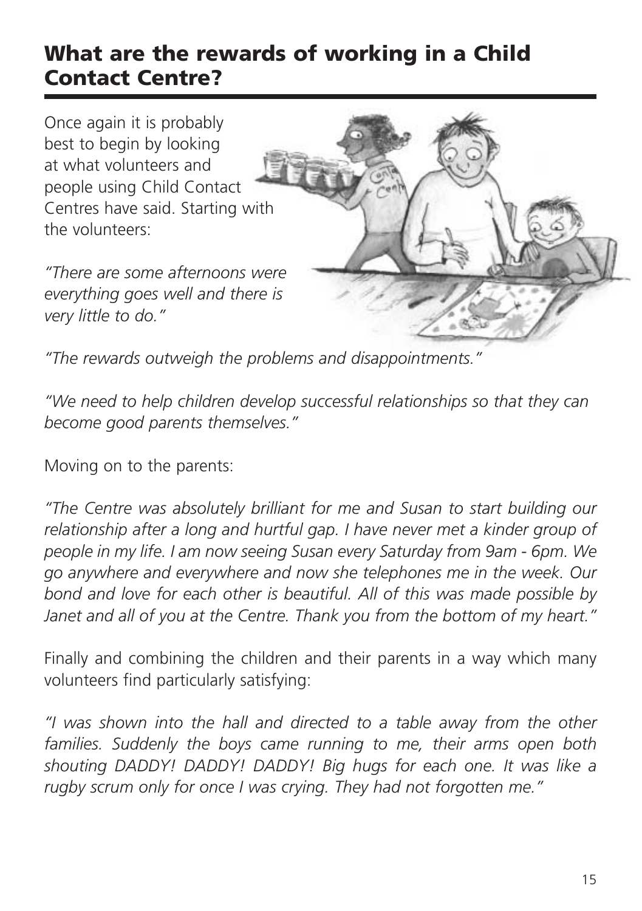## What are the rewards of working in a Child Contact Centre?

Once again it is probably best to begin by looking at what volunteers and people using Child Contact Centres have said. Starting with the volunteers:

*"There are some afternoons were everything goes well and there is very little to do."*

*"The rewards outweigh the problems and disappointments."*

*"We need to help children develop successful relationships so that they can become good parents themselves."*

Moving on to the parents:

*"The Centre was absolutely brilliant for me and Susan to start building our relationship after a long and hurtful gap. I have never met a kinder group of people in my life. I am now seeing Susan every Saturday from 9am - 6pm. We go anywhere and everywhere and now she telephones me in the week. Our bond and love for each other is beautiful. All of this was made possible by Janet and all of you at the Centre. Thank you from the bottom of my heart."*

Finally and combining the children and their parents in a way which many volunteers find particularly satisfying:

*"I was shown into the hall and directed to a table away from the other families. Suddenly the boys came running to me, their arms open both shouting DADDY! DADDY! DADDY! Big hugs for each one. It was like a rugby scrum only for once I was crying. They had not forgotten me."*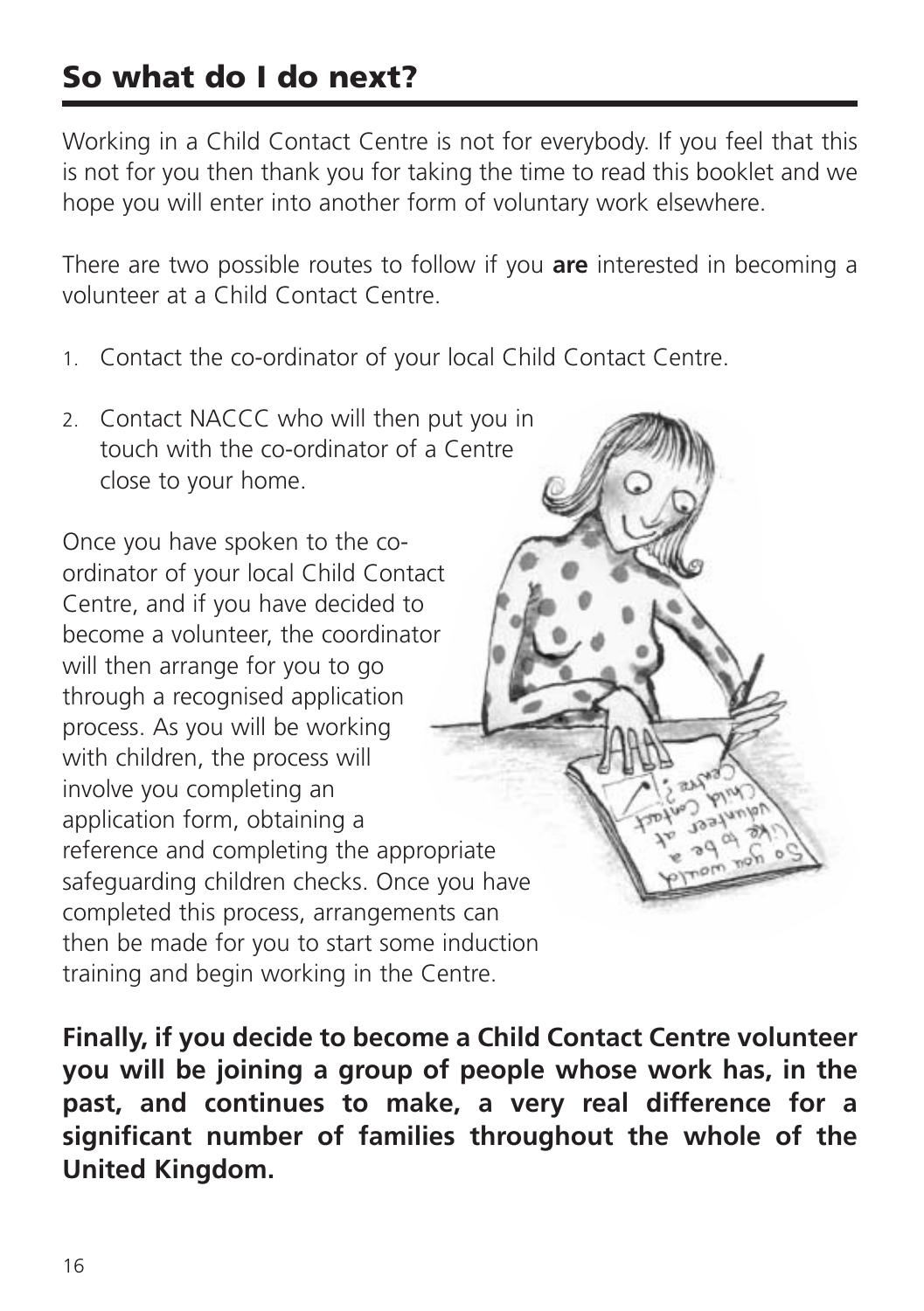## So what do I do next?

Working in a Child Contact Centre is not for everybody. If you feel that this is not for you then thank you for taking the time to read this booklet and we hope you will enter into another form of voluntary work elsewhere.

There are two possible routes to follow if you **are** interested in becoming a volunteer at a Child Contact Centre.

1. Contact the co-ordinator of your local Child Contact Centre.
2. Contact NACCC who will then put you in touch with the co-ordinator of a Centre close to your home.

Once you have spoken to the co-ordinator of your local Child Contact Centre, and if you have decided to become a volunteer, the coordinator will then arrange for you to go through a recognised application process. As you will be working with children, the process will involve you completing an application form, obtaining a reference and completing the appropriate safeguarding children checks. Once you have completed this process, arrangements can then be made for you to start some induction training and begin working in the Centre.

**Finally, if you decide to become a Child Contact Centre volunteer you will be joining a group of people whose work has, in the past, and continues to make, a very real difference for a significant number of families throughout the whole of the United Kingdom.**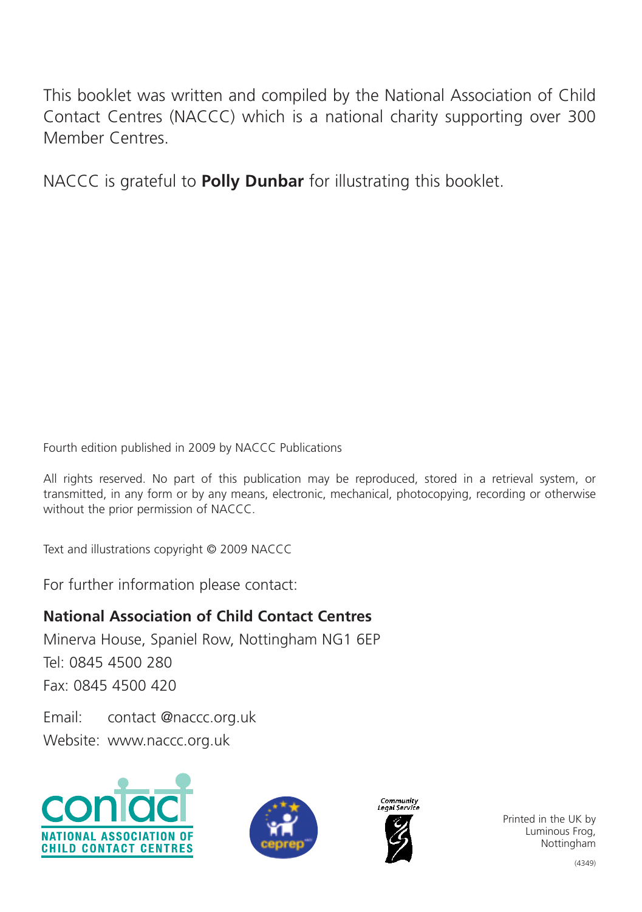This booklet was written and compiled by the National Association of Child Contact Centres (NACCC) which is a national charity supporting over 300 Member Centres.

NACCC is grateful to **Polly Dunbar** for illustrating this booklet.

Fourth edition published in 2009 by NACCC Publications

All rights reserved. No part of this publication may be reproduced, stored in a retrieval system, or transmitted, in any form or by any means, electronic, mechanical, photocopying, recording or otherwise without the prior permission of NACCC.

Text and illustrations copyright © 2009 NACCC

For further information please contact:

**National Association of Child Contact Centres**

Minerva House, Spaniel Row, Nottingham NG1 6EP

Tel: 0845 4500 280

Fax: 0845 4500 420

Email: contact @naccc.org.uk

Website: www.naccc.org.uk

contact
NATIONAL ASSOCIATION OF CHILD CONTACT CENTRES

ceprep

Community Legal Service

Printed in the UK by Luminous Frog, Nottingham

(4349)